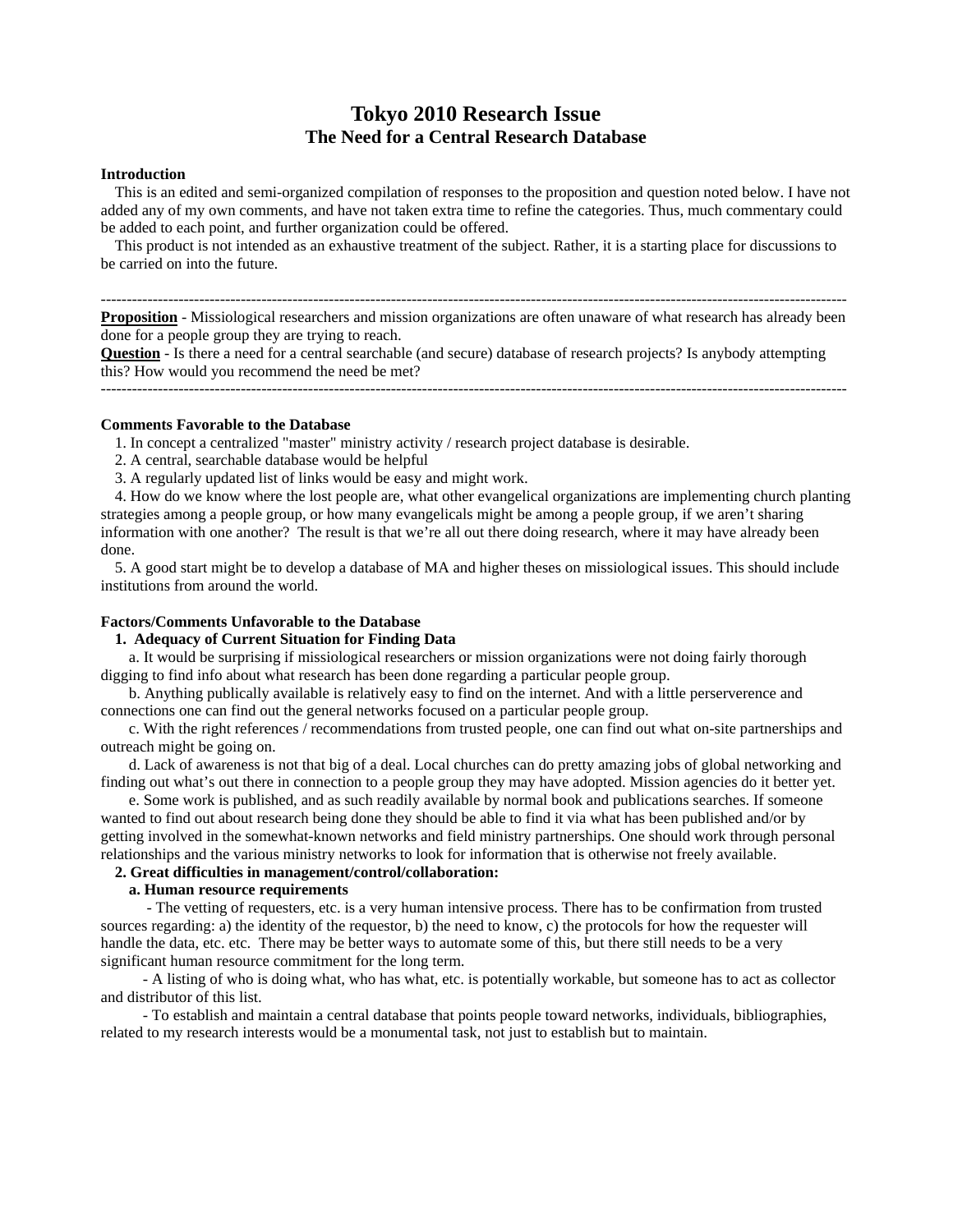# Tokyo 2010 Research Issue
## The Need for a Central Research Database

**Introduction**

This is an edited and semi-organized compilation of responses to the proposition and question noted below. I have not added any of my own comments, and have not taken extra time to refine the categories. Thus, much commentary could be added to each point, and further organization could be offered.

This product is not intended as an exhaustive treatment of the subject. Rather, it is a starting place for discussions to be carried on into the future.

---

**Proposition** - Missiological researchers and mission organizations are often unaware of what research has already been done for a people group they are trying to reach.

**Question** - Is there a need for a central searchable (and secure) database of research projects? Is anybody attempting this? How would you recommend the need be met?

---

**Comments Favorable to the Database**

1. In concept a centralized "master" ministry activity / research project database is desirable.
2. A central, searchable database would be helpful
3. A regularly updated list of links would be easy and might work.
4. How do we know where the lost people are, what other evangelical organizations are implementing church planting strategies among a people group, or how many evangelicals might be among a people group, if we aren't sharing information with one another? The result is that we're all out there doing research, where it may have already been done.
5. A good start might be to develop a database of MA and higher theses on missiological issues. This should include institutions from around the world.

**Factors/Comments Unfavorable to the Database**

**1. Adequacy of Current Situation for Finding Data**

a. It would be surprising if missiological researchers or mission organizations were not doing fairly thorough digging to find info about what research has been done regarding a particular people group.

b. Anything publically available is relatively easy to find on the internet. And with a little perserverence and connections one can find out the general networks focused on a particular people group.

c. With the right references / recommendations from trusted people, one can find out what on-site partnerships and outreach might be going on.

d. Lack of awareness is not that big of a deal. Local churches can do pretty amazing jobs of global networking and finding out what's out there in connection to a people group they may have adopted. Mission agencies do it better yet.

e. Some work is published, and as such readily available by normal book and publications searches. If someone wanted to find out about research being done they should be able to find it via what has been published and/or by getting involved in the somewhat-known networks and field ministry partnerships. One should work through personal relationships and the various ministry networks to look for information that is otherwise not freely available.

**2. Great difficulties in management/control/collaboration:**

**a. Human resource requirements**

- The vetting of requesters, etc. is a very human intensive process. There has to be confirmation from trusted sources regarding: a) the identity of the requestor, b) the need to know, c) the protocols for how the requester will handle the data, etc. etc. There may be better ways to automate some of this, but there still needs to be a very significant human resource commitment for the long term.
- A listing of who is doing what, who has what, etc. is potentially workable, but someone has to act as collector and distributor of this list.
- To establish and maintain a central database that points people toward networks, individuals, bibliographies, related to my research interests would be a monumental task, not just to establish but to maintain.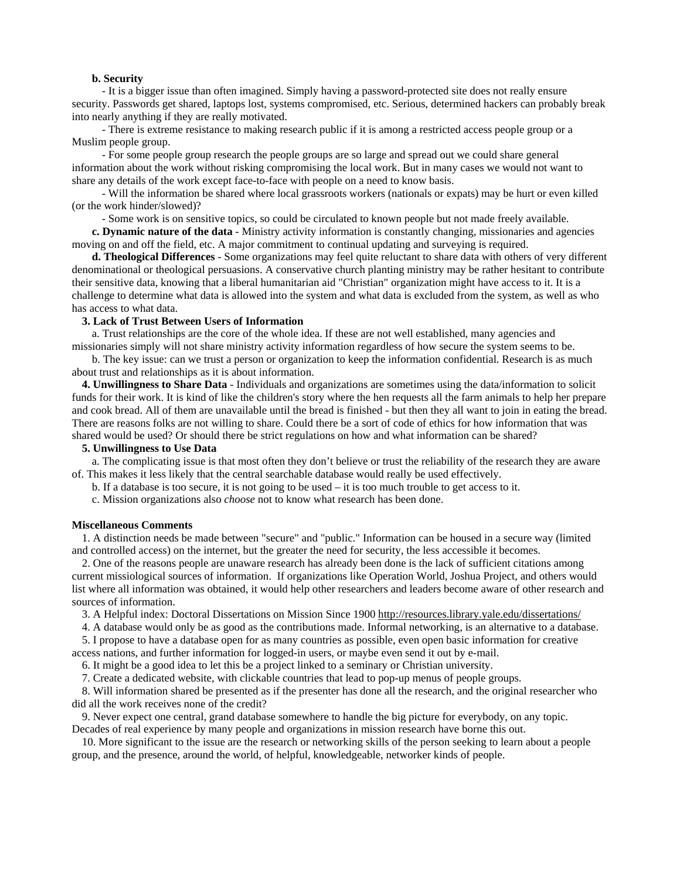**b. Security**

- It is a bigger issue than often imagined. Simply having a password-protected site does not really ensure security. Passwords get shared, laptops lost, systems compromised, etc. Serious, determined hackers can probably break into nearly anything if they are really motivated.
- There is extreme resistance to making research public if it is among a restricted access people group or a Muslim people group.
- For some people group research the people groups are so large and spread out we could share general information about the work without risking compromising the local work. But in many cases we would not want to share any details of the work except face-to-face with people on a need to know basis.
- Will the information be shared where local grassroots workers (nationals or expats) may be hurt or even killed (or the work hinder/slowed)?
- Some work is on sensitive topics, so could be circulated to known people but not made freely available.

**c. Dynamic nature of the data** - Ministry activity information is constantly changing, missionaries and agencies moving on and off the field, etc. A major commitment to continual updating and surveying is required.

**d. Theological Differences** - Some organizations may feel quite reluctant to share data with others of very different denominational or theological persuasions. A conservative church planting ministry may be rather hesitant to contribute their sensitive data, knowing that a liberal humanitarian aid "Christian" organization might have access to it. It is a challenge to determine what data is allowed into the system and what data is excluded from the system, as well as who has access to what data.

**3. Lack of Trust Between Users of Information**

a. Trust relationships are the core of the whole idea. If these are not well established, many agencies and missionaries simply will not share ministry activity information regardless of how secure the system seems to be.

b. The key issue: can we trust a person or organization to keep the information confidential. Research is as much about trust and relationships as it is about information.

**4. Unwillingness to Share Data** - Individuals and organizations are sometimes using the data/information to solicit funds for their work. It is kind of like the children's story where the hen requests all the farm animals to help her prepare and cook bread. All of them are unavailable until the bread is finished - but then they all want to join in eating the bread. There are reasons folks are not willing to share. Could there be a sort of code of ethics for how information that was shared would be used? Or should there be strict regulations on how and what information can be shared?

**5. Unwillingness to Use Data**

a. The complicating issue is that most often they don't believe or trust the reliability of the research they are aware of. This makes it less likely that the central searchable database would really be used effectively.

b. If a database is too secure, it is not going to be used – it is too much trouble to get access to it.

c. Mission organizations also *choose* not to know what research has been done.

**Miscellaneous Comments**

1. A distinction needs be made between "secure" and "public." Information can be housed in a secure way (limited and controlled access) on the internet, but the greater the need for security, the less accessible it becomes.
2. One of the reasons people are unaware research has already been done is the lack of sufficient citations among current missiological sources of information. If organizations like Operation World, Joshua Project, and others would list where all information was obtained, it would help other researchers and leaders become aware of other research and sources of information.
3. A Helpful index: Doctoral Dissertations on Mission Since 1900 http://resources.library.yale.edu/dissertations/
4. A database would only be as good as the contributions made. Informal networking, is an alternative to a database.
5. I propose to have a database open for as many countries as possible, even open basic information for creative access nations, and further information for logged-in users, or maybe even send it out by e-mail.
6. It might be a good idea to let this be a project linked to a seminary or Christian university.
7. Create a dedicated website, with clickable countries that lead to pop-up menus of people groups.
8. Will information shared be presented as if the presenter has done all the research, and the original researcher who did all the work receives none of the credit?
9. Never expect one central, grand database somewhere to handle the big picture for everybody, on any topic. Decades of real experience by many people and organizations in mission research have borne this out.
10. More significant to the issue are the research or networking skills of the person seeking to learn about a people group, and the presence, around the world, of helpful, knowledgeable, networker kinds of people.